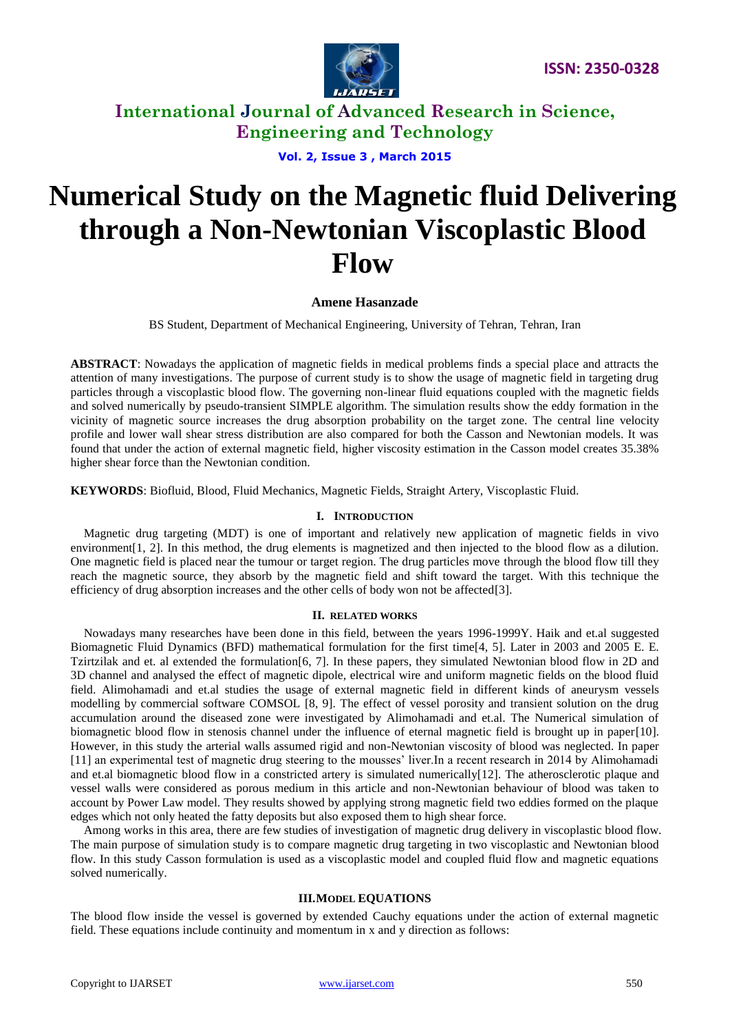# Numerical Study on the Magnetic fluid Delivering through a Non-Newtonian Viscoplastic Blood Flow

**Amene Hasanzade**

BS Student, Department of Mechanical Engineering, University of Tehran, Tehran, Iran

**ABSTRACT**: Nowadays the application of magnetic fields in medical problems finds a special place and attracts the attention of many investigations. The purpose of current study is to show the usage of magnetic field in targeting drug particles through a viscoplastic blood flow. The governing non-linear fluid equations coupled with the magnetic fields and solved numerically by pseudo-transient SIMPLE algorithm. The simulation results show the eddy formation in the vicinity of magnetic source increases the drug absorption probability on the target zone. The central line velocity profile and lower wall shear stress distribution are also compared for both the Casson and Newtonian models. It was found that under the action of external magnetic field, higher viscosity estimation in the Casson model creates 35.38% higher shear force than the Newtonian condition.

**KEYWORDS**: Biofluid, Blood, Fluid Mechanics, Magnetic Fields, Straight Artery, Viscoplastic Fluid.

## I. INTRODUCTION

Magnetic drug targeting (MDT) is one of important and relatively new application of magnetic fields in vivo environment[1, 2]. In this method, the drug elements is magnetized and then injected to the blood flow as a dilution. One magnetic field is placed near the tumour or target region. The drug particles move through the blood flow till they reach the magnetic source, they absorb by the magnetic field and shift toward the target. With this technique the efficiency of drug absorption increases and the other cells of body won not be affected[3].

## II. RELATED WORKS

Nowadays many researches have been done in this field, between the years 1996-1999Y. Haik and et.al suggested Biomagnetic Fluid Dynamics (BFD) mathematical formulation for the first time[4, 5]. Later in 2003 and 2005 E. E. Tzirtzilak and et. al extended the formulation[6, 7]. In these papers, they simulated Newtonian blood flow in 2D and 3D channel and analysed the effect of magnetic dipole, electrical wire and uniform magnetic fields on the blood fluid field. Alimohamadi and et.al studies the usage of external magnetic field in different kinds of aneurysm vessels modelling by commercial software COMSOL [8, 9]. The effect of vessel porosity and transient solution on the drug accumulation around the diseased zone were investigated by Alimohamadi and et.al. The Numerical simulation of biomagnetic blood flow in stenosis channel under the influence of eternal magnetic field is brought up in paper[10]. However, in this study the arterial walls assumed rigid and non-Newtonian viscosity of blood was neglected. In paper [11] an experimental test of magnetic drug steering to the mousses' liver.In a recent research in 2014 by Alimohamadi and et.al biomagnetic blood flow in a constricted artery is simulated numerically[12]. The atherosclerotic plaque and vessel walls were considered as porous medium in this article and non-Newtonian behaviour of blood was taken to account by Power Law model. They results showed by applying strong magnetic field two eddies formed on the plaque edges which not only heated the fatty deposits but also exposed them to high shear force.

Among works in this area, there are few studies of investigation of magnetic drug delivery in viscoplastic blood flow. The main purpose of simulation study is to compare magnetic drug targeting in two viscoplastic and Newtonian blood flow. In this study Casson formulation is used as a viscoplastic model and coupled fluid flow and magnetic equations solved numerically.

## III. MODEL EQUATIONS

The blood flow inside the vessel is governed by extended Cauchy equations under the action of external magnetic field. These equations include continuity and momentum in x and y direction as follows: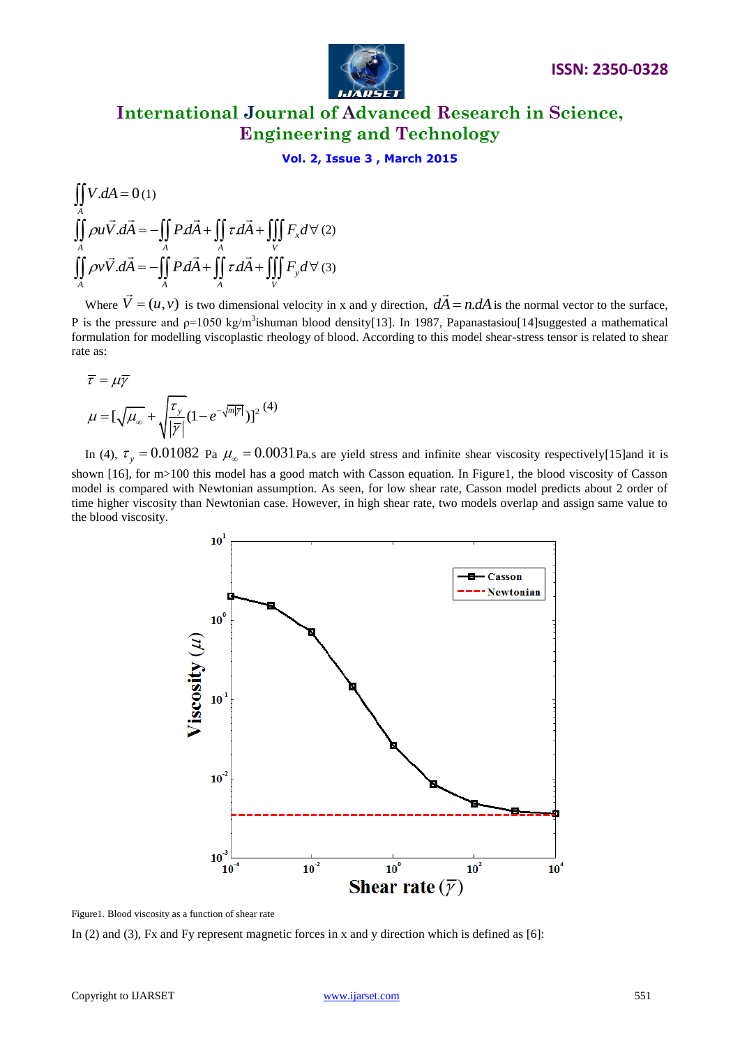$$\iint_A V.dA = 0 \quad (1)$$

$$\iint_A \rho u\vec{V}.d\vec{A} = -\iint_A P.d\vec{A} + \iint_A \tau.d\vec{A} + \iiint_V F_x d\forall \quad (2)$$

$$\iint_A \rho v\vec{V}.d\vec{A} = -\iint_A P.d\vec{A} + \iint_A \tau.d\vec{A} + \iiint_V F_y d\forall \quad (3)$$

Where $\vec{V} = (u,v)$ is two dimensional velocity in x and y direction, $d\vec{A} = n.dA$ is the normal vector to the surface, P is the pressure and $\rho$=1050 kg/m$^3$ishuman blood density[13]. In 1987, Papanastasiou[14]suggested a mathematical formulation for modelling viscoplastic rheology of blood. According to this model shear-stress tensor is related to shear rate as:

$$\bar{\tau} = \mu\bar{\gamma}$$

$$\mu = [\sqrt{\mu_\infty} + \sqrt{\frac{\tau_y}{|\bar{\gamma}|}}(1 - e^{-\sqrt{m|\bar{\gamma}|}})]^2 \quad (4)$$

In (4), $\tau_y = 0.01082$ Pa $\mu_\infty = 0.0031$Pa.s are yield stress and infinite shear viscosity respectively[15]and it is shown [16], for m>100 this model has a good match with Casson equation. In Figure1, the blood viscosity of Casson model is compared with Newtonian assumption. As seen, for low shear rate, Casson model predicts about 2 order of time higher viscosity than Newtonian case. However, in high shear rate, two models overlap and assign same value to the blood viscosity.

Figure1. Blood viscosity as a function of shear rate

In (2) and (3), Fx and Fy represent magnetic forces in x and y direction which is defined as [6]: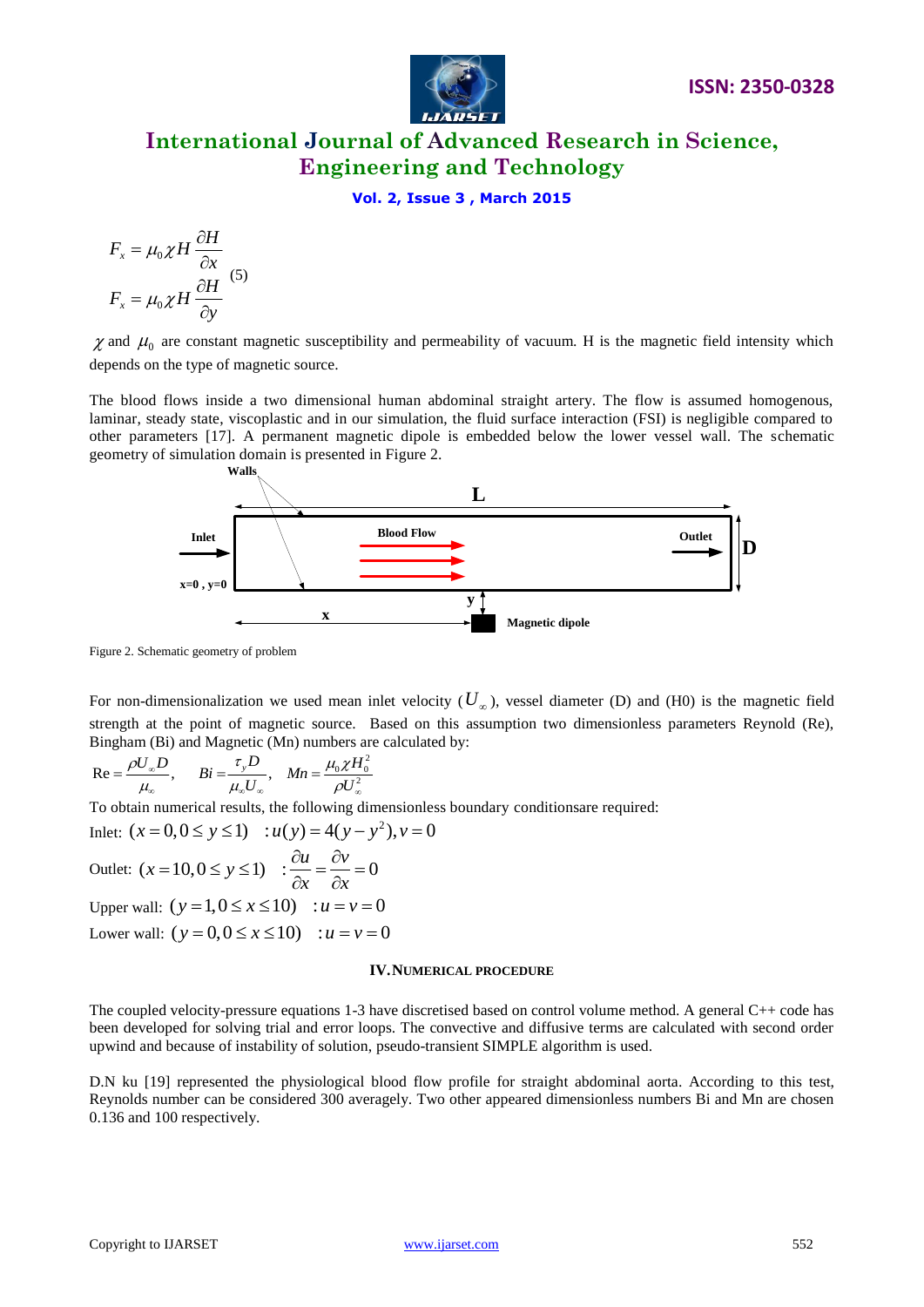$$F_x = \mu_0 \chi H \frac{\partial H}{\partial x}$$
$$F_x = \mu_0 \chi H \frac{\partial H}{\partial y} \quad (5)$$

$\chi$ and $\mu_0$ are constant magnetic susceptibility and permeability of vacuum. H is the magnetic field intensity which depends on the type of magnetic source.

The blood flows inside a two dimensional human abdominal straight artery. The flow is assumed homogenous, laminar, steady state, viscoplastic and in our simulation, the fluid surface interaction (FSI) is negligible compared to other parameters [17]. A permanent magnetic dipole is embedded below the lower vessel wall. The schematic geometry of simulation domain is presented in Figure 2.

Figure 2. Schematic geometry of problem

For non-dimensionalization we used mean inlet velocity ($U_\infty$), vessel diameter (D) and (H0) is the magnetic field strength at the point of magnetic source. Based on this assumption two dimensionless parameters Reynold (Re), Bingham (Bi) and Magnetic (Mn) numbers are calculated by:

$$\mathrm{Re} = \frac{\rho U_\infty D}{\mu_\infty}, \quad Bi = \frac{\tau_y D}{\mu_\infty U_\infty}, \quad Mn = \frac{\mu_0 \chi H_0^2}{\rho U_\infty^2}$$

To obtain numerical results, the following dimensionless boundary conditionsare required:

Inlet: $(x = 0, 0 \le y \le 1) \quad : u(y) = 4(y - y^2), v = 0$

Outlet: $(x = 10, 0 \le y \le 1) \quad : \frac{\partial u}{\partial x} = \frac{\partial v}{\partial x} = 0$

Upper wall: $(y = 1, 0 \le x \le 10) \quad : u = v = 0$

Lower wall: $(y = 0, 0 \le x \le 10) \quad : u = v = 0$

## IV. NUMERICAL PROCEDURE

The coupled velocity-pressure equations 1-3 have discretised based on control volume method. A general C++ code has been developed for solving trial and error loops. The convective and diffusive terms are calculated with second order upwind and because of instability of solution, pseudo-transient SIMPLE algorithm is used.

D.N ku [19] represented the physiological blood flow profile for straight abdominal aorta. According to this test, Reynolds number can be considered 300 averagely. Two other appeared dimensionless numbers Bi and Mn are chosen 0.136 and 100 respectively.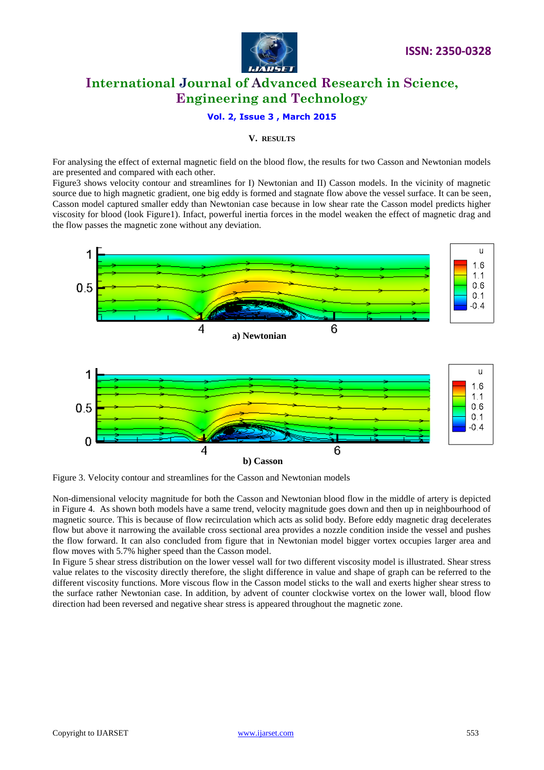## V. RESULTS

For analysing the effect of external magnetic field on the blood flow, the results for two Casson and Newtonian models are presented and compared with each other.

Figure3 shows velocity contour and streamlines for I) Newtonian and II) Casson models. In the vicinity of magnetic source due to high magnetic gradient, one big eddy is formed and stagnate flow above the vessel surface. It can be seen, Casson model captured smaller eddy than Newtonian case because in low shear rate the Casson model predicts higher viscosity for blood (look Figure1). Infact, powerful inertia forces in the model weaken the effect of magnetic drag and the flow passes the magnetic zone without any deviation.

a) Newtonian

b) Casson

Figure 3. Velocity contour and streamlines for the Casson and Newtonian models

Non-dimensional velocity magnitude for both the Casson and Newtonian blood flow in the middle of artery is depicted in Figure 4. As shown both models have a same trend, velocity magnitude goes down and then up in neighbourhood of magnetic source. This is because of flow recirculation which acts as solid body. Before eddy magnetic drag decelerates flow but above it narrowing the available cross sectional area provides a nozzle condition inside the vessel and pushes the flow forward. It can also concluded from figure that in Newtonian model bigger vortex occupies larger area and flow moves with 5.7% higher speed than the Casson model.

In Figure 5 shear stress distribution on the lower vessel wall for two different viscosity model is illustrated. Shear stress value relates to the viscosity directly therefore, the slight difference in value and shape of graph can be referred to the different viscosity functions. More viscous flow in the Casson model sticks to the wall and exerts higher shear stress to the surface rather Newtonian case. In addition, by advent of counter clockwise vortex on the lower wall, blood flow direction had been reversed and negative shear stress is appeared throughout the magnetic zone.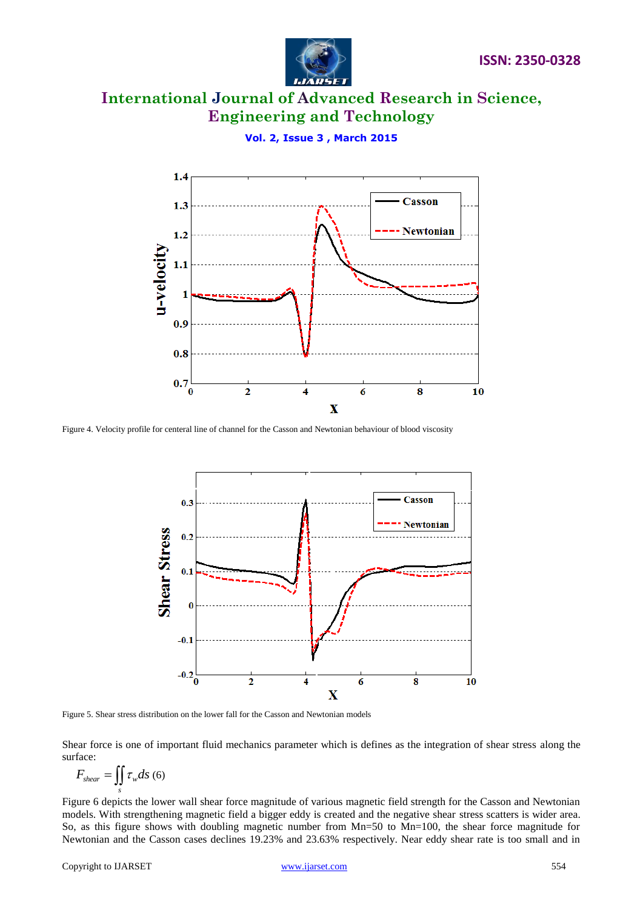Figure 4. Velocity profile for centeral line of channel for the Casson and Newtonian behaviour of blood viscosity

Figure 5. Shear stress distribution on the lower fall for the Casson and Newtonian models

Shear force is one of important fluid mechanics parameter which is defines as the integration of shear stress along the surface:

$$F_{shear} = \iint_{s} \tau_w ds \quad (6)$$

Figure 6 depicts the lower wall shear force magnitude of various magnetic field strength for the Casson and Newtonian models. With strengthening magnetic field a bigger eddy is created and the negative shear stress scatters is wider area. So, as this figure shows with doubling magnetic number from Mn=50 to Mn=100, the shear force magnitude for Newtonian and the Casson cases declines 19.23% and 23.63% respectively. Near eddy shear rate is too small and in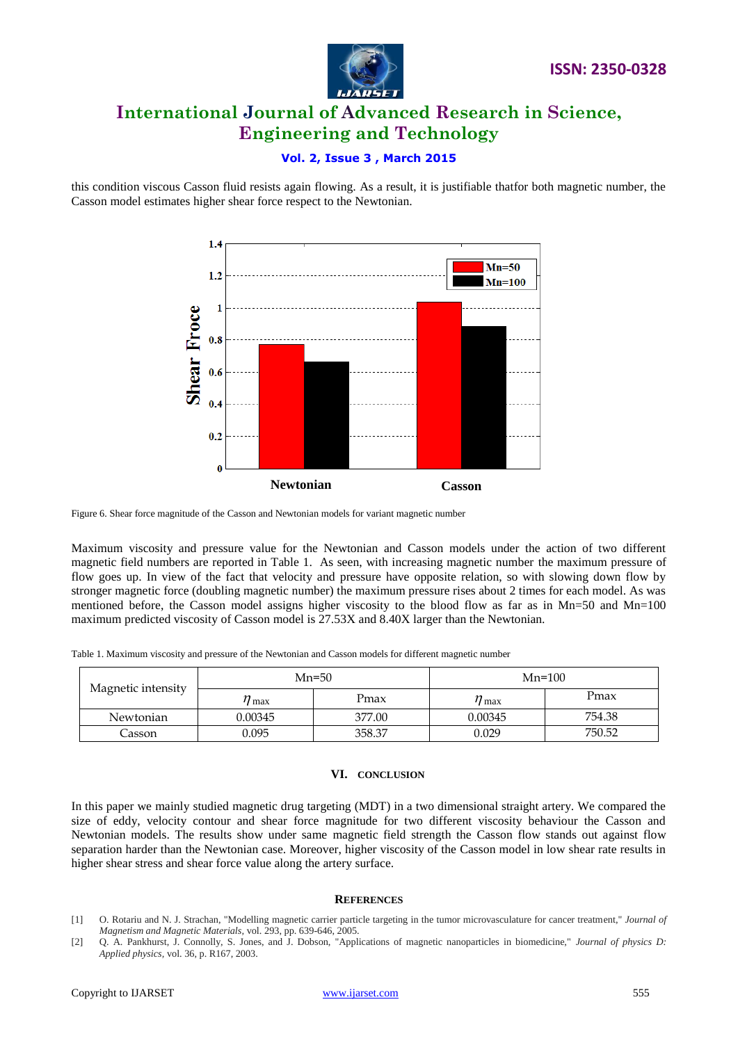this condition viscous Casson fluid resists again flowing. As a result, it is justifiable thatfor both magnetic number, the Casson model estimates higher shear force respect to the Newtonian.

Figure 6. Shear force magnitude of the Casson and Newtonian models for variant magnetic number

Maximum viscosity and pressure value for the Newtonian and Casson models under the action of two different magnetic field numbers are reported in Table 1. As seen, with increasing magnetic number the maximum pressure of flow goes up. In view of the fact that velocity and pressure have opposite relation, so with slowing down flow by stronger magnetic force (doubling magnetic number) the maximum pressure rises about 2 times for each model. As was mentioned before, the Casson model assigns higher viscosity to the blood flow as far as in Mn=50 and Mn=100 maximum predicted viscosity of Casson model is 27.53X and 8.40X larger than the Newtonian.

Table 1. Maximum viscosity and pressure of the Newtonian and Casson models for different magnetic number

| Magnetic intensity | Mn=50 | | Mn=100 | |
|---|---|---|---|---|
| | $\eta_{max}$ | Pmax | $\eta_{max}$ | Pmax |
| Newtonian | 0.00345 | 377.00 | 0.00345 | 754.38 |
| Casson | 0.095 | 358.37 | 0.029 | 750.52 |

## VI. CONCLUSION

In this paper we mainly studied magnetic drug targeting (MDT) in a two dimensional straight artery. We compared the size of eddy, velocity contour and shear force magnitude for two different viscosity behaviour the Casson and Newtonian models. The results show under same magnetic field strength the Casson flow stands out against flow separation harder than the Newtonian case. Moreover, higher viscosity of the Casson model in low shear rate results in higher shear stress and shear force value along the artery surface.

## REFERENCES

[1] O. Rotariu and N. J. Strachan, "Modelling magnetic carrier particle targeting in the tumor microvasculature for cancer treatment," *Journal of Magnetism and Magnetic Materials*, vol. 293, pp. 639-646, 2005.

[2] Q. A. Pankhurst, J. Connolly, S. Jones, and J. Dobson, "Applications of magnetic nanoparticles in biomedicine," *Journal of physics D: Applied physics*, vol. 36, p. R167, 2003.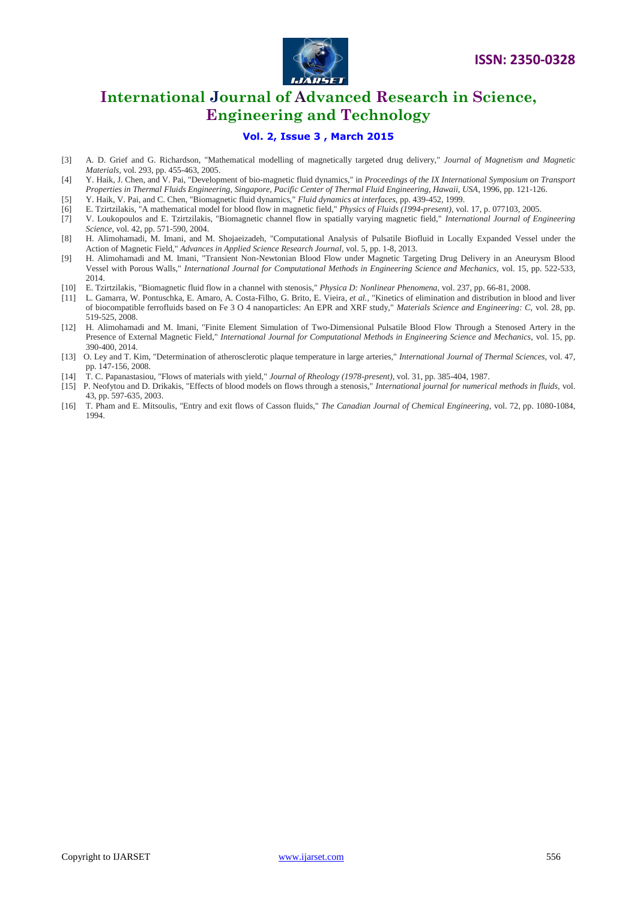[3] A. D. Grief and G. Richardson, "Mathematical modelling of magnetically targeted drug delivery," *Journal of Magnetism and Magnetic Materials*, vol. 293, pp. 455-463, 2005.

[4] Y. Haik, J. Chen, and V. Pai, "Development of bio-magnetic fluid dynamics," in *Proceedings of the IX International Symposium on Transport Properties in Thermal Fluids Engineering, Singapore, Pacific Center of Thermal Fluid Engineering, Hawaii, USA*, 1996, pp. 121-126.

[5] Y. Haik, V. Pai, and C. Chen, "Biomagnetic fluid dynamics," *Fluid dynamics at interfaces*, pp. 439-452, 1999.

[6] E. Tzirtzilakis, "A mathematical model for blood flow in magnetic field," *Physics of Fluids (1994-present)*, vol. 17, p. 077103, 2005.

[7] V. Loukopoulos and E. Tzirtzilakis, "Biomagnetic channel flow in spatially varying magnetic field," *International Journal of Engineering Science*, vol. 42, pp. 571-590, 2004.

[8] H. Alimohamadi, M. Imani, and M. Shojaeizadeh, "Computational Analysis of Pulsatile Biofluid in Locally Expanded Vessel under the Action of Magnetic Field," *Advances in Applied Science Research Journal*, vol. 5, pp. 1-8, 2013.

[9] H. Alimohamadi and M. Imani, "Transient Non-Newtonian Blood Flow under Magnetic Targeting Drug Delivery in an Aneurysm Blood Vessel with Porous Walls," *International Journal for Computational Methods in Engineering Science and Mechanics*, vol. 15, pp. 522-533, 2014.

[10] E. Tzirtzilakis, "Biomagnetic fluid flow in a channel with stenosis," *Physica D: Nonlinear Phenomena*, vol. 237, pp. 66-81, 2008.

[11] L. Gamarra, W. Pontuschka, E. Amaro, A. Costa-Filho, G. Brito, E. Vieira, *et al.*, "Kinetics of elimination and distribution in blood and liver of biocompatible ferrofluids based on Fe 3 O 4 nanoparticles: An EPR and XRF study," *Materials Science and Engineering: C*, vol. 28, pp. 519-525, 2008.

[12] H. Alimohamadi and M. Imani, "Finite Element Simulation of Two-Dimensional Pulsatile Blood Flow Through a Stenosed Artery in the Presence of External Magnetic Field," *International Journal for Computational Methods in Engineering Science and Mechanics*, vol. 15, pp. 390-400, 2014.

[13] O. Ley and T. Kim, "Determination of atherosclerotic plaque temperature in large arteries," *International Journal of Thermal Sciences*, vol. 47, pp. 147-156, 2008.

[14] T. C. Papanastasiou, "Flows of materials with yield," *Journal of Rheology (1978-present)*, vol. 31, pp. 385-404, 1987.

[15] P. Neofytou and D. Drikakis, "Effects of blood models on flows through a stenosis," *International journal for numerical methods in fluids*, vol. 43, pp. 597-635, 2003.

[16] T. Pham and E. Mitsoulis, "Entry and exit flows of Casson fluids," *The Canadian Journal of Chemical Engineering*, vol. 72, pp. 1080-1084, 1994.